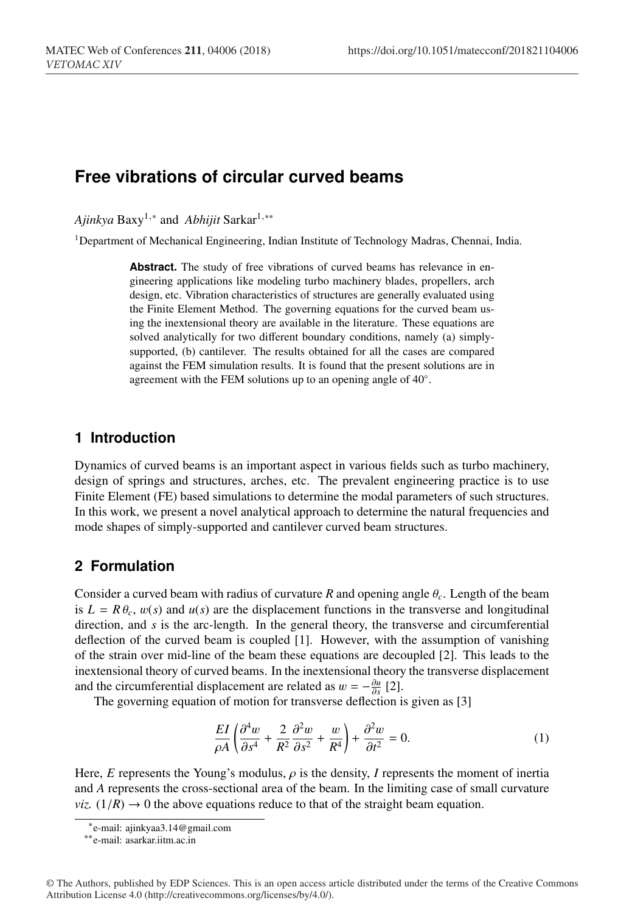# Free vibrations of circular curved beams

*Ajinkya* Baxy[1,*] and *Abhijit* Sarkar[1,**]

[1]Department of Mechanical Engineering, Indian Institute of Technology Madras, Chennai, India.

**Abstract.** The study of free vibrations of curved beams has relevance in engineering applications like modeling turbo machinery blades, propellers, arch design, etc. Vibration characteristics of structures are generally evaluated using the Finite Element Method. The governing equations for the curved beam using the inextensional theory are available in the literature. These equations are solved analytically for two different boundary conditions, namely (a) simply-supported, (b) cantilever. The results obtained for all the cases are compared against the FEM simulation results. It is found that the present solutions are in agreement with the FEM solutions up to an opening angle of 40°.

## 1 Introduction

Dynamics of curved beams is an important aspect in various fields such as turbo machinery, design of springs and structures, arches, etc. The prevalent engineering practice is to use Finite Element (FE) based simulations to determine the modal parameters of such structures. In this work, we present a novel analytical approach to determine the natural frequencies and mode shapes of simply-supported and cantilever curved beam structures.

## 2 Formulation

Consider a curved beam with radius of curvature $R$ and opening angle $\theta_c$. Length of the beam is $L = R\,\theta_c$, $w(s)$ and $u(s)$ are the displacement functions in the transverse and longitudinal direction, and $s$ is the arc-length. In the general theory, the transverse and circumferential deflection of the curved beam is coupled [1]. However, with the assumption of vanishing of the strain over mid-line of the beam these equations are decoupled [2]. This leads to the inextensional theory of curved beams. In the inextensional theory the transverse displacement and the circumferential displacement are related as $w = -\frac{\partial u}{\partial s}$ [2].

The governing equation of motion for transverse deflection is given as [3]

$$\frac{EI}{\rho A}\left(\frac{\partial^4 w}{\partial s^4} + \frac{2}{R^2}\frac{\partial^2 w}{\partial s^2} + \frac{w}{R^4}\right) + \frac{\partial^2 w}{\partial t^2} = 0. \tag{1}$$

Here, $E$ represents the Young's modulus, $\rho$ is the density, $I$ represents the moment of inertia and $A$ represents the cross-sectional area of the beam. In the limiting case of small curvature *viz.* $(1/R) \rightarrow 0$ the above equations reduce to that of the straight beam equation.

---

*e-mail: ajinkyaa3.14@gmail.com

**e-mail: asarkar.iitm.ac.in

© The Authors, published by EDP Sciences. This is an open access article distributed under the terms of the Creative Commons Attribution License 4.0 (http://creativecommons.org/licenses/by/4.0/).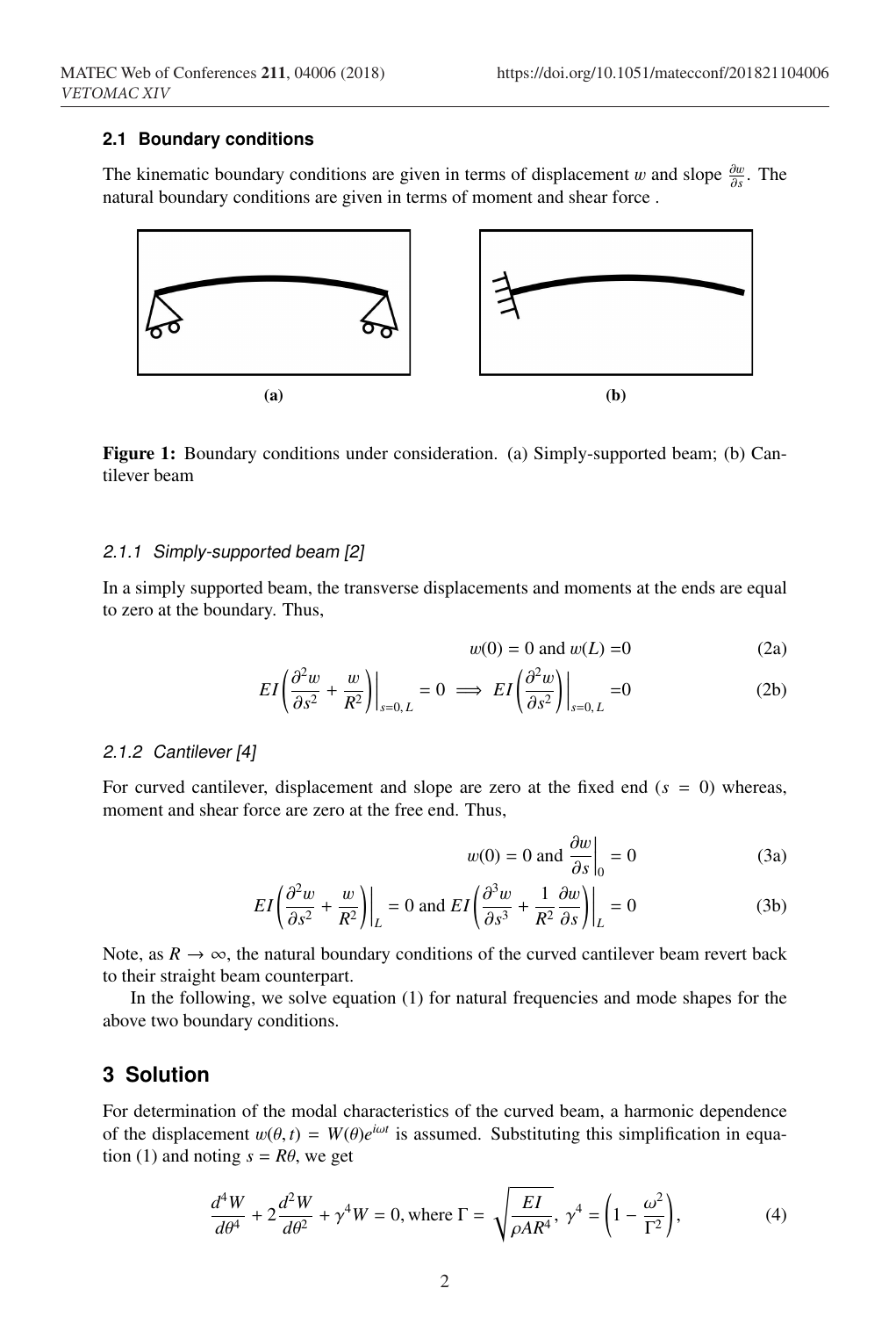### 2.1 Boundary conditions

The kinematic boundary conditions are given in terms of displacement $w$ and slope $\frac{\partial w}{\partial s}$. The natural boundary conditions are given in terms of moment and shear force .

(a)

(b)

**Figure 1:** Boundary conditions under consideration. (a) Simply-supported beam; (b) Cantilever beam

#### *2.1.1 Simply-supported beam [2]*

In a simply supported beam, the transverse displacements and moments at the ends are equal to zero at the boundary. Thus,

$$w(0) = 0 \text{ and } w(L) = 0 \tag{2a}$$

$$EI\left(\frac{\partial^2 w}{\partial s^2} + \frac{w}{R^2}\right)\bigg|_{s=0,\,L} = 0 \implies EI\left(\frac{\partial^2 w}{\partial s^2}\right)\bigg|_{s=0,\,L} = 0 \tag{2b}$$

#### *2.1.2 Cantilever [4]*

For curved cantilever, displacement and slope are zero at the fixed end ($s = 0$) whereas, moment and shear force are zero at the free end. Thus,

$$w(0) = 0 \text{ and } \frac{\partial w}{\partial s}\bigg|_0 = 0 \tag{3a}$$

$$EI\left(\frac{\partial^2 w}{\partial s^2} + \frac{w}{R^2}\right)\bigg|_L = 0 \text{ and } EI\left(\frac{\partial^3 w}{\partial s^3} + \frac{1}{R^2}\frac{\partial w}{\partial s}\right)\bigg|_L = 0 \tag{3b}$$

Note, as $R \to \infty$, the natural boundary conditions of the curved cantilever beam revert back to their straight beam counterpart.

In the following, we solve equation (1) for natural frequencies and mode shapes for the above two boundary conditions.

## 3 Solution

For determination of the modal characteristics of the curved beam, a harmonic dependence of the displacement $w(\theta, t) = W(\theta)e^{i\omega t}$ is assumed. Substituting this simplification in equation (1) and noting $s = R\theta$, we get

$$\frac{d^4 W}{d\theta^4} + 2\frac{d^2 W}{d\theta^2} + \gamma^4 W = 0, \text{where } \Gamma = \sqrt{\frac{EI}{\rho A R^4}},\ \gamma^4 = \left(1 - \frac{\omega^2}{\Gamma^2}\right), \tag{4}$$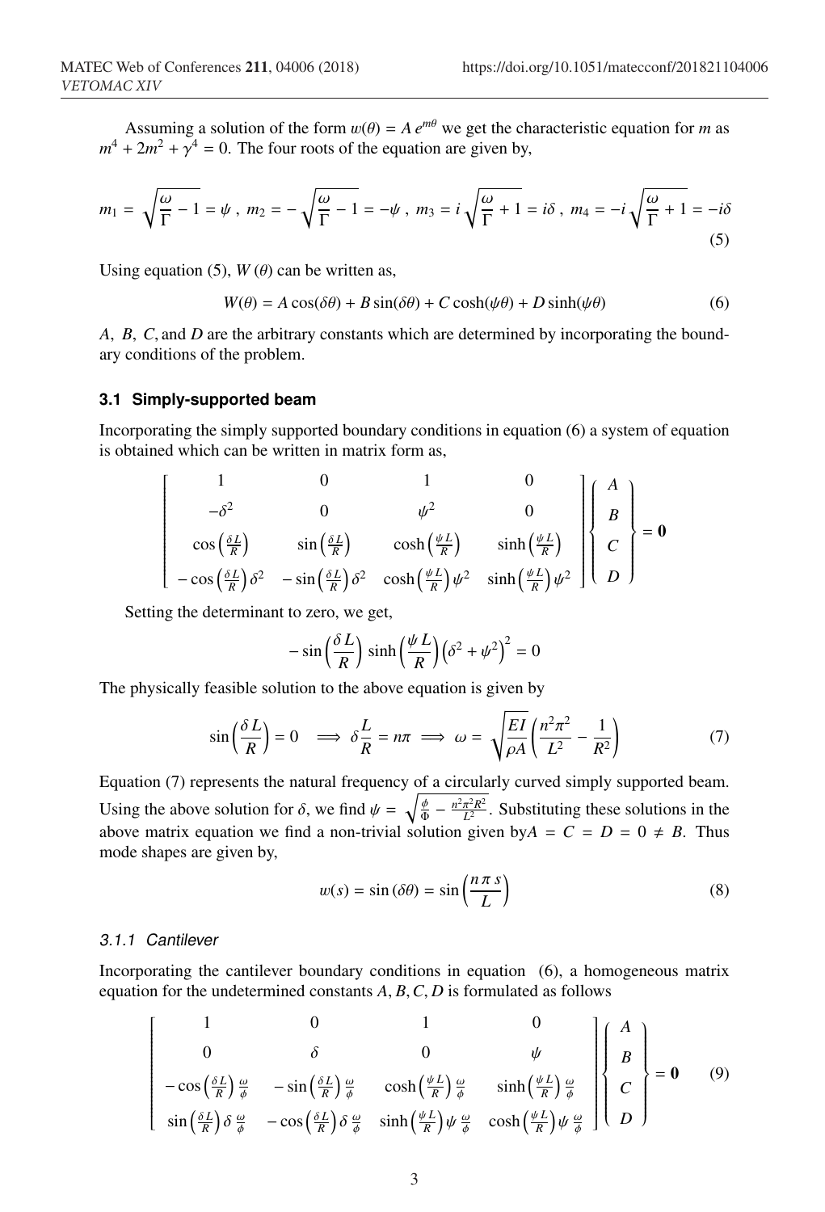Assuming a solution of the form $w(\theta) = A\, e^{m\theta}$ we get the characteristic equation for $m$ as $m^4 + 2m^2 + \gamma^4 = 0$. The four roots of the equation are given by,

$$m_1 = \sqrt{\frac{\omega}{\Gamma} - 1} = \psi\ ,\ m_2 = -\sqrt{\frac{\omega}{\Gamma} - 1} = -\psi\ ,\ m_3 = i\sqrt{\frac{\omega}{\Gamma} + 1} = i\delta\ ,\ m_4 = -i\sqrt{\frac{\omega}{\Gamma} + 1} = -i\delta \tag{5}$$

Using equation (5), $W(\theta)$ can be written as,

$$W(\theta) = A\cos(\delta\theta) + B\sin(\delta\theta) + C\cosh(\psi\theta) + D\sinh(\psi\theta) \tag{6}$$

$A$, $B$, $C$, and $D$ are the arbitrary constants which are determined by incorporating the boundary conditions of the problem.

### 3.1 Simply-supported beam

Incorporating the simply supported boundary conditions in equation (6) a system of equation is obtained which can be written in matrix form as,

$$\begin{bmatrix} 1 & 0 & 1 & 0 \\ -\delta^2 & 0 & \psi^2 & 0 \\ \cos\left(\frac{\delta L}{R}\right) & \sin\left(\frac{\delta L}{R}\right) & \cosh\left(\frac{\psi L}{R}\right) & \sinh\left(\frac{\psi L}{R}\right) \\ -\cos\left(\frac{\delta L}{R}\right)\delta^2 & -\sin\left(\frac{\delta L}{R}\right)\delta^2 & \cosh\left(\frac{\psi L}{R}\right)\psi^2 & \sinh\left(\frac{\psi L}{R}\right)\psi^2 \end{bmatrix} \begin{Bmatrix} A \\ B \\ C \\ D \end{Bmatrix} = \mathbf{0}$$

Setting the determinant to zero, we get,

$$-\sin\left(\frac{\delta L}{R}\right)\sinh\left(\frac{\psi L}{R}\right)\left(\delta^2 + \psi^2\right)^2 = 0$$

The physically feasible solution to the above equation is given by

$$\sin\left(\frac{\delta L}{R}\right) = 0 \implies \delta\frac{L}{R} = n\pi \implies \omega = \sqrt{\frac{EI}{\rho A}}\left(\frac{n^2\pi^2}{L^2} - \frac{1}{R^2}\right) \tag{7}$$

Equation (7) represents the natural frequency of a circularly curved simply supported beam. Using the above solution for $\delta$, we find $\psi = \sqrt{\frac{\phi}{\Phi} - \frac{n^2\pi^2R^2}{L^2}}$. Substituting these solutions in the above matrix equation we find a non-trivial solution given by $A = C = D = 0 \neq B$. Thus mode shapes are given by,

$$w(s) = \sin(\delta\theta) = \sin\left(\frac{n\pi s}{L}\right) \tag{8}$$

#### 3.1.1 Cantilever

Incorporating the cantilever boundary conditions in equation (6), a homogeneous matrix equation for the undetermined constants $A, B, C, D$ is formulated as follows

$$\begin{bmatrix} 1 & 0 & 1 & 0 \\ 0 & \delta & 0 & \psi \\ -\cos\left(\frac{\delta L}{R}\right)\frac{\omega}{\phi} & -\sin\left(\frac{\delta L}{R}\right)\frac{\omega}{\phi} & \cosh\left(\frac{\psi L}{R}\right)\frac{\omega}{\phi} & \sinh\left(\frac{\psi L}{R}\right)\frac{\omega}{\phi} \\ \sin\left(\frac{\delta L}{R}\right)\delta\,\frac{\omega}{\phi} & -\cos\left(\frac{\delta L}{R}\right)\delta\,\frac{\omega}{\phi} & \sinh\left(\frac{\psi L}{R}\right)\psi\,\frac{\omega}{\phi} & \cosh\left(\frac{\psi L}{R}\right)\psi\,\frac{\omega}{\phi} \end{bmatrix} \begin{Bmatrix} A \\ B \\ C \\ D \end{Bmatrix} = \mathbf{0} \tag{9}$$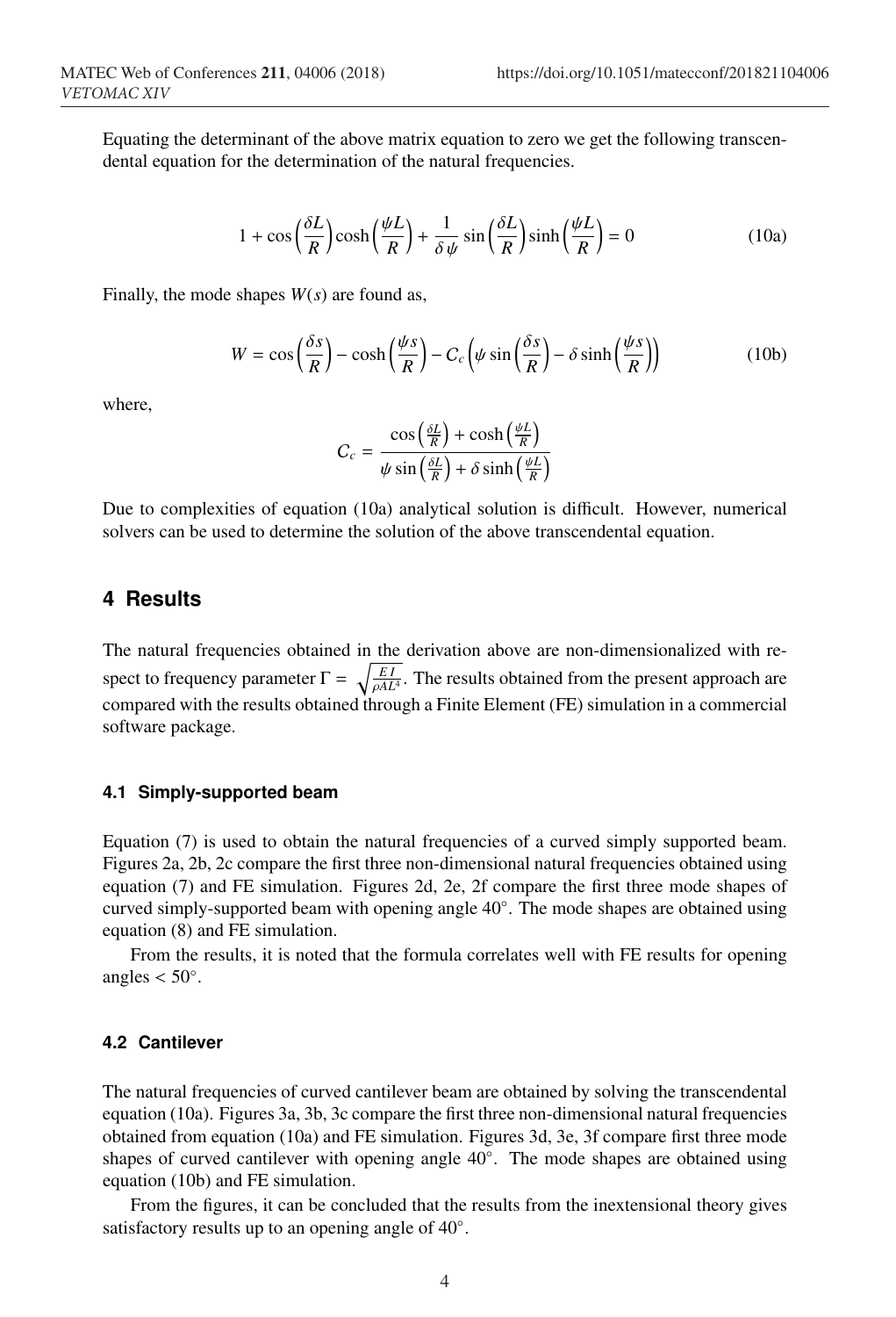Equating the determinant of the above matrix equation to zero we get the following transcendental equation for the determination of the natural frequencies.

$$1 + \cos\left(\frac{\delta L}{R}\right)\cosh\left(\frac{\psi L}{R}\right) + \frac{1}{\delta\,\psi}\sin\left(\frac{\delta L}{R}\right)\sinh\left(\frac{\psi L}{R}\right) = 0 \tag{10a}$$

Finally, the mode shapes $W(s)$ are found as,

$$W = \cos\left(\frac{\delta s}{R}\right) - \cosh\left(\frac{\psi s}{R}\right) - C_c\left(\psi\sin\left(\frac{\delta s}{R}\right) - \delta\sinh\left(\frac{\psi s}{R}\right)\right) \tag{10b}$$

where,

$$C_c = \frac{\cos\left(\frac{\delta L}{R}\right) + \cosh\left(\frac{\psi L}{R}\right)}{\psi\sin\left(\frac{\delta L}{R}\right) + \delta\sinh\left(\frac{\psi L}{R}\right)}$$

Due to complexities of equation (10a) analytical solution is difficult. However, numerical solvers can be used to determine the solution of the above transcendental equation.

## 4 Results

The natural frequencies obtained in the derivation above are non-dimensionalized with respect to frequency parameter $\Gamma = \sqrt{\frac{EI}{\rho A L^4}}$. The results obtained from the present approach are compared with the results obtained through a Finite Element (FE) simulation in a commercial software package.

### 4.1 Simply-supported beam

Equation (7) is used to obtain the natural frequencies of a curved simply supported beam. Figures 2a, 2b, 2c compare the first three non-dimensional natural frequencies obtained using equation (7) and FE simulation. Figures 2d, 2e, 2f compare the first three mode shapes of curved simply-supported beam with opening angle 40°. The mode shapes are obtained using equation (8) and FE simulation.

From the results, it is noted that the formula correlates well with FE results for opening angles < 50°.

### 4.2 Cantilever

The natural frequencies of curved cantilever beam are obtained by solving the transcendental equation (10a). Figures 3a, 3b, 3c compare the first three non-dimensional natural frequencies obtained from equation (10a) and FE simulation. Figures 3d, 3e, 3f compare first three mode shapes of curved cantilever with opening angle 40°. The mode shapes are obtained using equation (10b) and FE simulation.

From the figures, it can be concluded that the results from the inextensional theory gives satisfactory results up to an opening angle of 40°.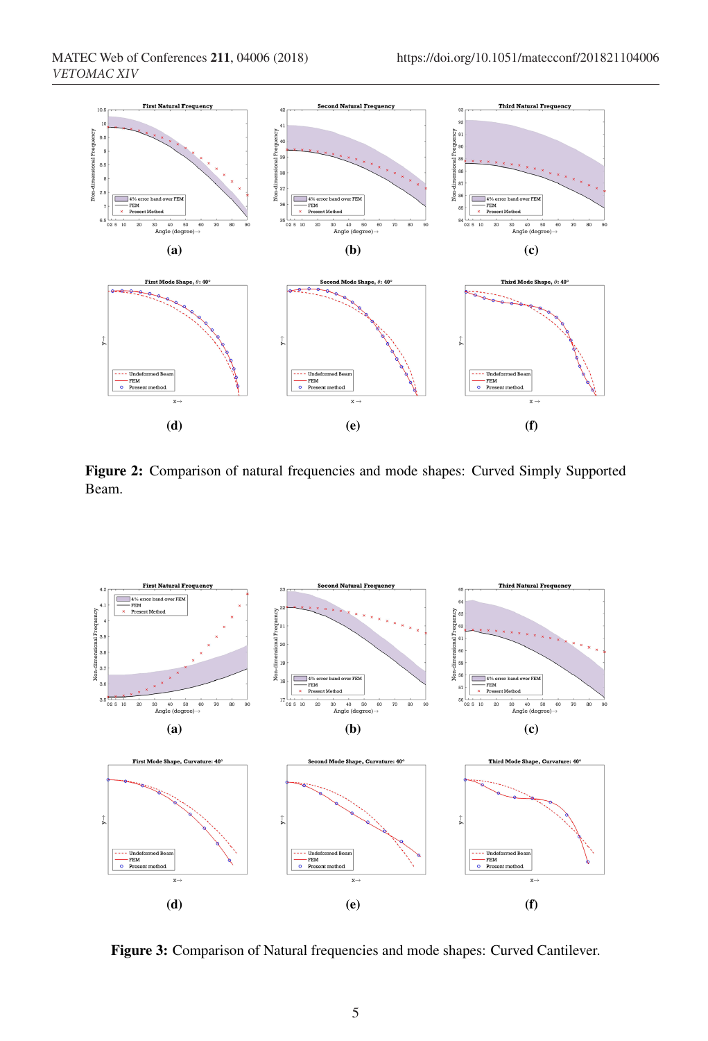**Figure 2:** Comparison of natural frequencies and mode shapes: Curved Simply Supported Beam.

**Figure 3:** Comparison of Natural frequencies and mode shapes: Curved Cantilever.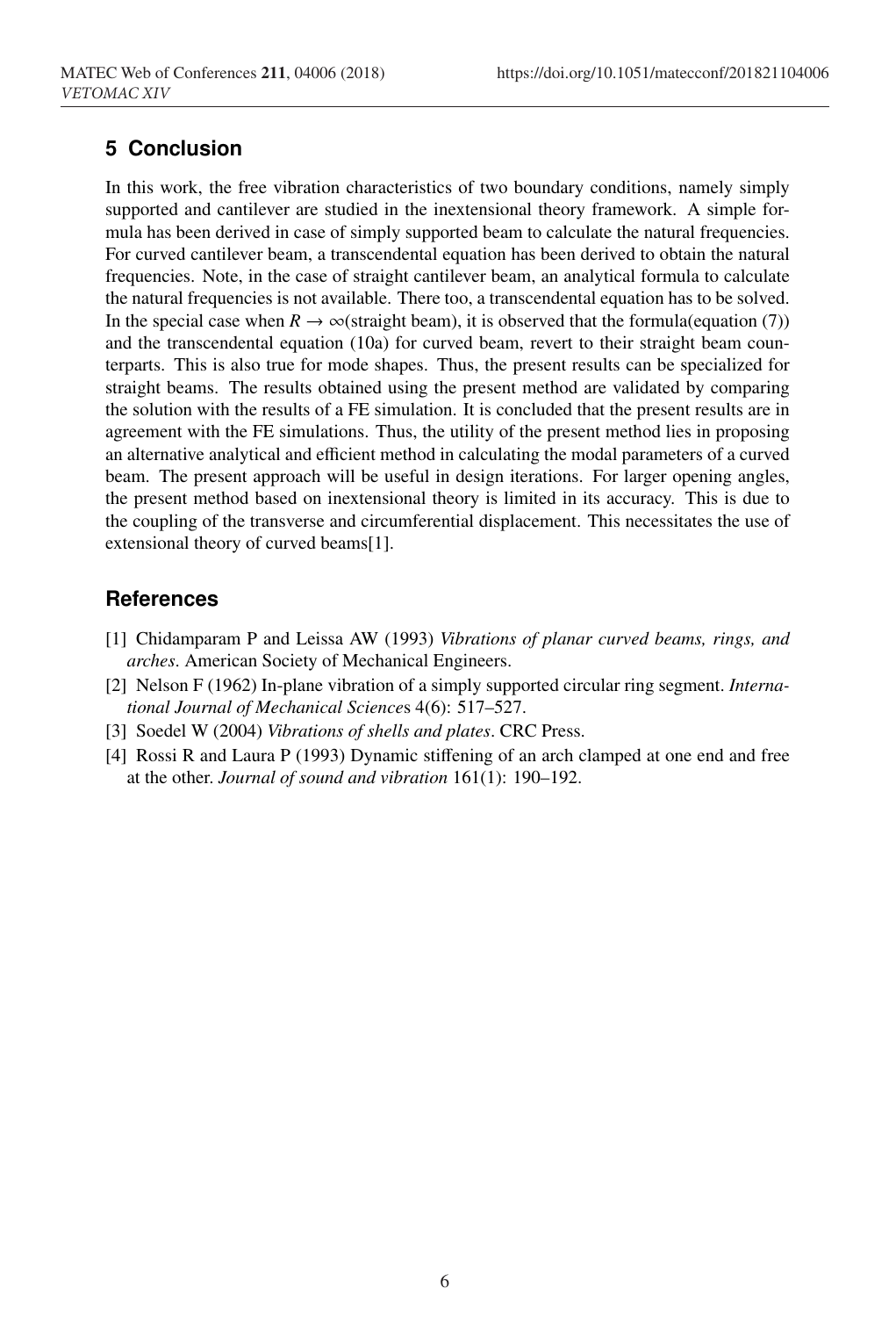## 5 Conclusion

In this work, the free vibration characteristics of two boundary conditions, namely simply supported and cantilever are studied in the inextensional theory framework. A simple formula has been derived in case of simply supported beam to calculate the natural frequencies. For curved cantilever beam, a transcendental equation has been derived to obtain the natural frequencies. Note, in the case of straight cantilever beam, an analytical formula to calculate the natural frequencies is not available. There too, a transcendental equation has to be solved. In the special case when $R \to \infty$(straight beam), it is observed that the formula(equation (7)) and the transcendental equation (10a) for curved beam, revert to their straight beam counterparts. This is also true for mode shapes. Thus, the present results can be specialized for straight beams. The results obtained using the present method are validated by comparing the solution with the results of a FE simulation. It is concluded that the present results are in agreement with the FE simulations. Thus, the utility of the present method lies in proposing an alternative analytical and efficient method in calculating the modal parameters of a curved beam. The present approach will be useful in design iterations. For larger opening angles, the present method based on inextensional theory is limited in its accuracy. This is due to the coupling of the transverse and circumferential displacement. This necessitates the use of extensional theory of curved beams[1].

## References

[1] Chidamparam P and Leissa AW (1993) *Vibrations of planar curved beams, rings, and arches*. American Society of Mechanical Engineers.

[2] Nelson F (1962) In-plane vibration of a simply supported circular ring segment. *International Journal of Mechanical Sciences* 4(6): 517–527.

[3] Soedel W (2004) *Vibrations of shells and plates*. CRC Press.

[4] Rossi R and Laura P (1993) Dynamic stiffening of an arch clamped at one end and free at the other. *Journal of sound and vibration* 161(1): 190–192.